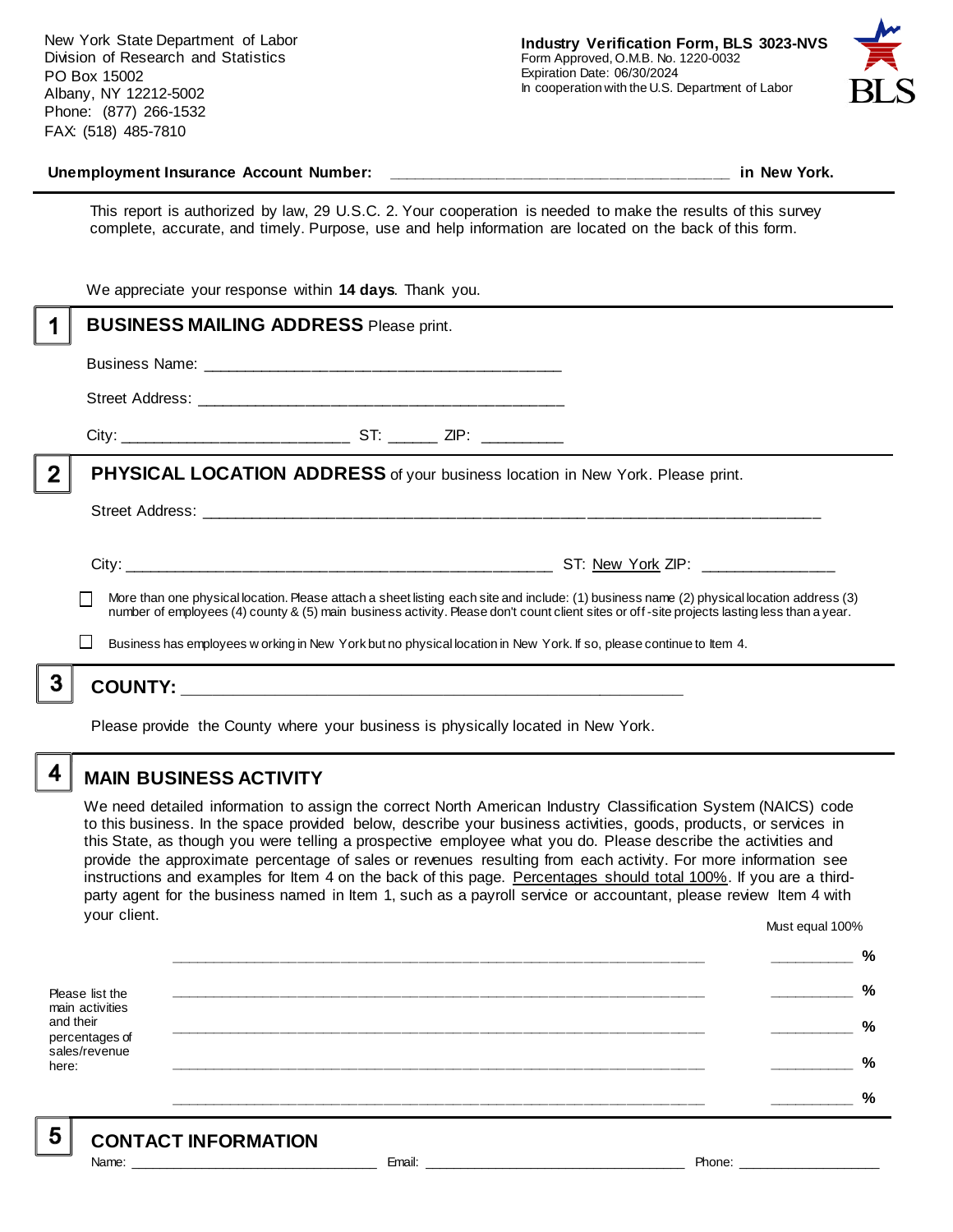New York State Department of Labor
Division of Research and Statistics
PO Box 15002
Albany, NY 12212-5002
Phone: (877) 266-1532
FAX: (518) 485-7810

**Industry Verification Form, BLS 3023-NVS**
Form Approved, O.M.B. No. 1220-0032
Expiration Date: 06/30/2024
In cooperation with the U.S. Department of Labor

**Unemployment Insurance Account Number:** ______________________________________ **in New York.**

This report is authorized by law, 29 U.S.C. 2. Your cooperation is needed to make the results of this survey complete, accurate, and timely. Purpose, use and help information are located on the back of this form.

We appreciate your response within **14 days**. Thank you.

## 1 BUSINESS MAILING ADDRESS Please print.

Business Name: ________________________________________

Street Address: ________________________________________

City: _________________________ ST: ______ ZIP: _________

## 2 PHYSICAL LOCATION ADDRESS of your business location in New York. Please print.

Street Address: ______________________________________________________________________

City: _______________________________________________ ST: New York ZIP: _______________

☐ More than one physical location. Please attach a sheet listing each site and include: (1) business name (2) physical location address (3) number of employees (4) county & (5) main business activity. Please don't count client sites or off-site projects lasting less than a year.

☐ Business has employees working in New York but no physical location in New York. If so, please continue to Item 4.

## 3 COUNTY: _______________________________________________________

Please provide the County where your business is physically located in New York.

## 4 MAIN BUSINESS ACTIVITY

We need detailed information to assign the correct North American Industry Classification System (NAICS) code to this business. In the space provided below, describe your business activities, goods, products, or services in this State, as though you were telling a prospective employee what you do. Please describe the activities and provide the approximate percentage of sales or revenues resulting from each activity. For more information see instructions and examples for Item 4 on the back of this page. Percentages should total 100%. If you are a third-party agent for the business named in Item 1, such as a payroll service or accountant, please review Item 4 with your client.

Please list the main activities and their percentages of sales/revenue here:

| Activity | Must equal 100% |
|---|---|
| ____________________________________________ | ________ % |
| ____________________________________________ | ________ % |
| ____________________________________________ | ________ % |
| ____________________________________________ | ________ % |
| ____________________________________________ | ________ % |

## 5 CONTACT INFORMATION

Name: ____________________________ Email: ______________________________ Phone: __________________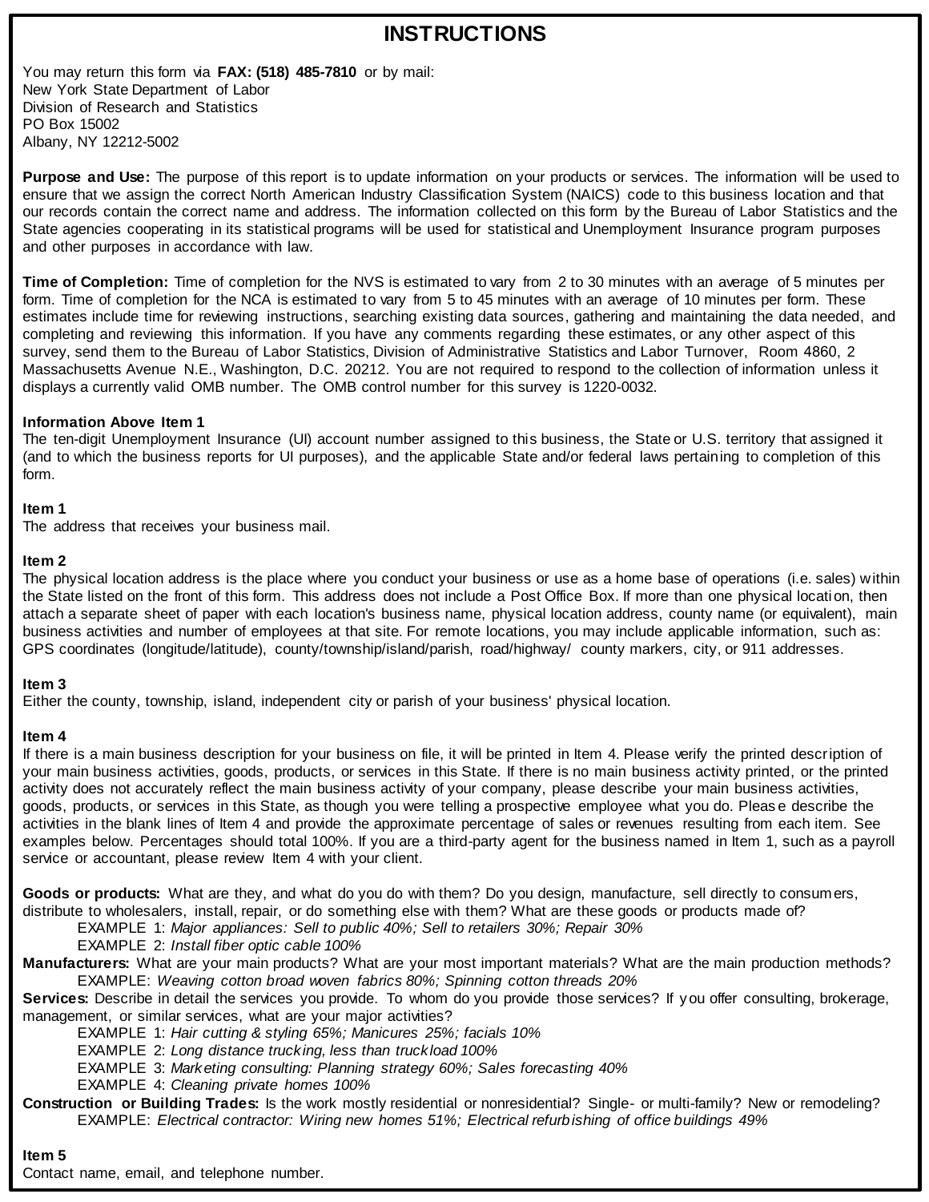# INSTRUCTIONS

You may return this form via **FAX: (518) 485-7810** or by mail:
New York State Department of Labor
Division of Research and Statistics
PO Box 15002
Albany, NY 12212-5002

**Purpose and Use:** The purpose of this report is to update information on your products or services. The information will be used to ensure that we assign the correct North American Industry Classification System (NAICS) code to this business location and that our records contain the correct name and address. The information collected on this form by the Bureau of Labor Statistics and the State agencies cooperating in its statistical programs will be used for statistical and Unemployment Insurance program purposes and other purposes in accordance with law.

**Time of Completion:** Time of completion for the NVS is estimated to vary from 2 to 30 minutes with an average of 5 minutes per form. Time of completion for the NCA is estimated to vary from 5 to 45 minutes with an average of 10 minutes per form. These estimates include time for reviewing instructions, searching existing data sources, gathering and maintaining the data needed, and completing and reviewing this information. If you have any comments regarding these estimates, or any other aspect of this survey, send them to the Bureau of Labor Statistics, Division of Administrative Statistics and Labor Turnover, Room 4860, 2 Massachusetts Avenue N.E., Washington, D.C. 20212. You are not required to respond to the collection of information unless it displays a currently valid OMB number. The OMB control number for this survey is 1220-0032.

**Information Above Item 1**
The ten-digit Unemployment Insurance (UI) account number assigned to this business, the State or U.S. territory that assigned it (and to which the business reports for UI purposes), and the applicable State and/or federal laws pertaining to completion of this form.

**Item 1**
The address that receives your business mail.

**Item 2**
The physical location address is the place where you conduct your business or use as a home base of operations (i.e. sales) within the State listed on the front of this form. This address does not include a Post Office Box. If more than one physical location, then attach a separate sheet of paper with each location's business name, physical location address, county name (or equivalent), main business activities and number of employees at that site. For remote locations, you may include applicable information, such as: GPS coordinates (longitude/latitude), county/township/island/parish, road/highway/ county markers, city, or 911 addresses.

**Item 3**
Either the county, township, island, independent city or parish of your business' physical location.

**Item 4**
If there is a main business description for your business on file, it will be printed in Item 4. Please verify the printed description of your main business activities, goods, products, or services in this State. If there is no main business activity printed, or the printed activity does not accurately reflect the main business activity of your company, please describe your main business activities, goods, products, or services in this State, as though you were telling a prospective employee what you do. Please describe the activities in the blank lines of Item 4 and provide the approximate percentage of sales or revenues resulting from each item. See examples below. Percentages should total 100%. If you are a third-party agent for the business named in Item 1, such as a payroll service or accountant, please review Item 4 with your client.

**Goods or products:** What are they, and what do you do with them? Do you design, manufacture, sell directly to consumers, distribute to wholesalers, install, repair, or do something else with them? What are these goods or products made of?

EXAMPLE 1: *Major appliances: Sell to public 40%; Sell to retailers 30%; Repair 30%*
EXAMPLE 2: *Install fiber optic cable 100%*

**Manufacturers:** What are your main products? What are your most important materials? What are the main production methods?

EXAMPLE: *Weaving cotton broad woven fabrics 80%; Spinning cotton threads 20%*

**Services:** Describe in detail the services you provide. To whom do you provide those services? If you offer consulting, brokerage, management, or similar services, what are your major activities?

EXAMPLE 1: *Hair cutting & styling 65%; Manicures 25%; facials 10%*
EXAMPLE 2: *Long distance trucking, less than truckload 100%*
EXAMPLE 3: *Marketing consulting: Planning strategy 60%; Sales forecasting 40%*
EXAMPLE 4: *Cleaning private homes 100%*

**Construction or Building Trades:** Is the work mostly residential or nonresidential? Single- or multi-family? New or remodeling?

EXAMPLE: *Electrical contractor: Wiring new homes 51%; Electrical refurbishing of office buildings 49%*

**Item 5**
Contact name, email, and telephone number.